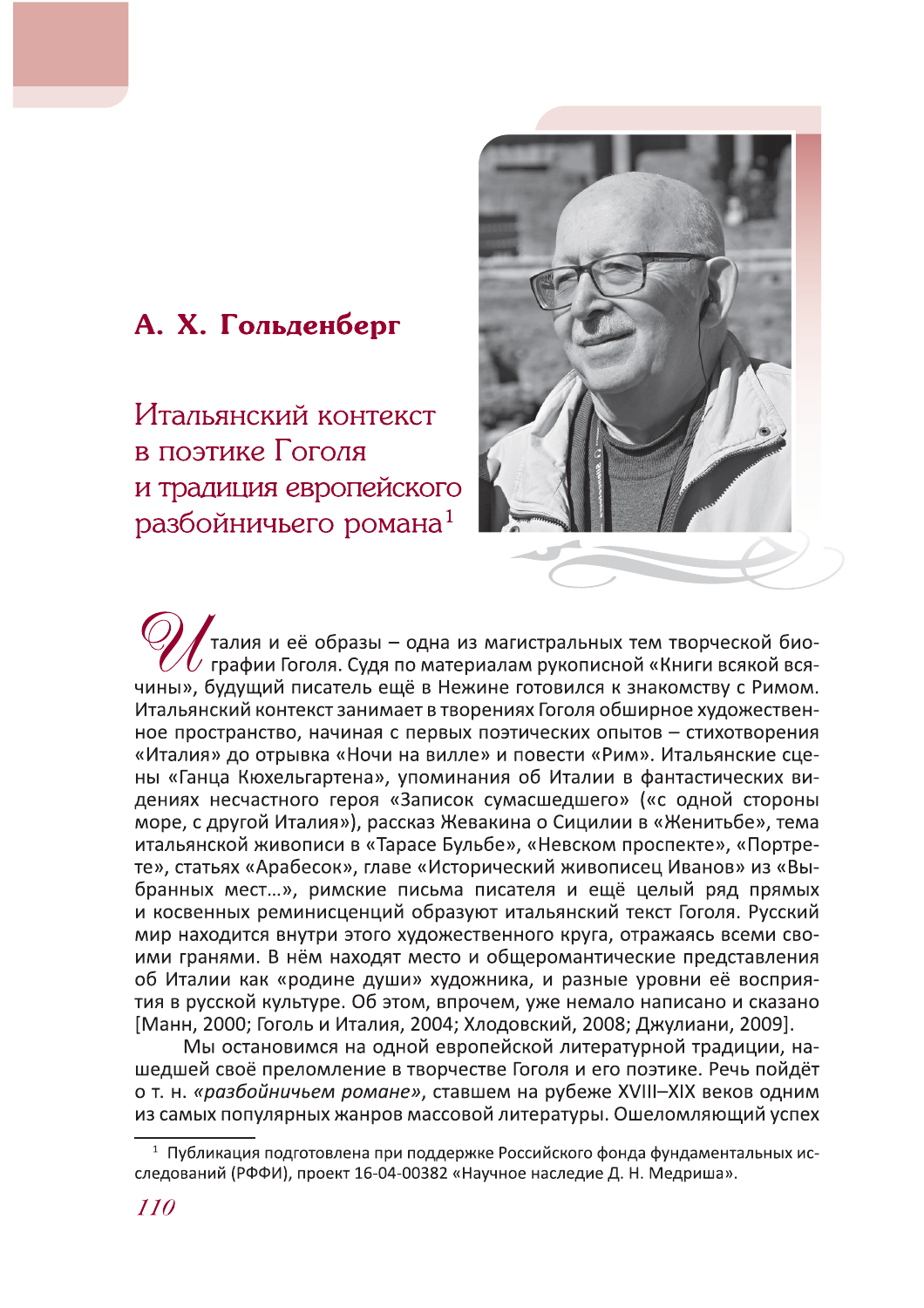**А. Х. Гольденберг**

# Итальянский контекст в поэтике Гоголя и традиция европейского разбойничьего романа[1]

Италия и её образы – одна из магистральных тем творческой биографии Гоголя. Судя по материалам рукописной «Книги всякой всячины», будущий писатель ещё в Нежине готовился к знакомству с Римом. Итальянский контекст занимает в творениях Гоголя обширное художественное пространство, начиная с первых поэтических опытов – стихотворения «Италия» до отрывка «Ночи на вилле» и повести «Рим». Итальянские сцены «Ганца Кюхельгартена», упоминания об Италии в фантастических видениях несчастного героя «Записок сумасшедшего» («с одной стороны море, с другой Италия»), рассказ Жевакина о Сицилии в «Женитьбе», тема итальянской живописи в «Тарасе Бульбе», «Невском проспекте», «Портрете», статьях «Арабесок», главе «Исторический живописец Иванов» из «Выбранных мест…», римские письма писателя и ещё целый ряд прямых и косвенных реминисценций образуют итальянский текст Гоголя. Русский мир находится внутри этого художественного круга, отражаясь всеми своими гранями. В нём находят место и общеромантические представления об Италии как «родине души» художника, и разные уровни её восприятия в русской культуре. Об этом, впрочем, уже немало написано и сказано [Манн, 2000; Гоголь и Италия, 2004; Хлодовский, 2008; Джулиани, 2009].

Мы остановимся на одной европейской литературной традиции, нашедшей своё преломление в творчестве Гоголя и его поэтике. Речь пойдёт о т. н. *«разбойничьем романе»*, ставшем на рубеже XVIII–XIX веков одним из самых популярных жанров массовой литературы. Ошеломляющий успех

---

[1] Публикация подготовлена при поддержке Российского фонда фундаментальных исследований (РФФИ), проект 16-04-00382 «Научное наследие Д. Н. Медриша».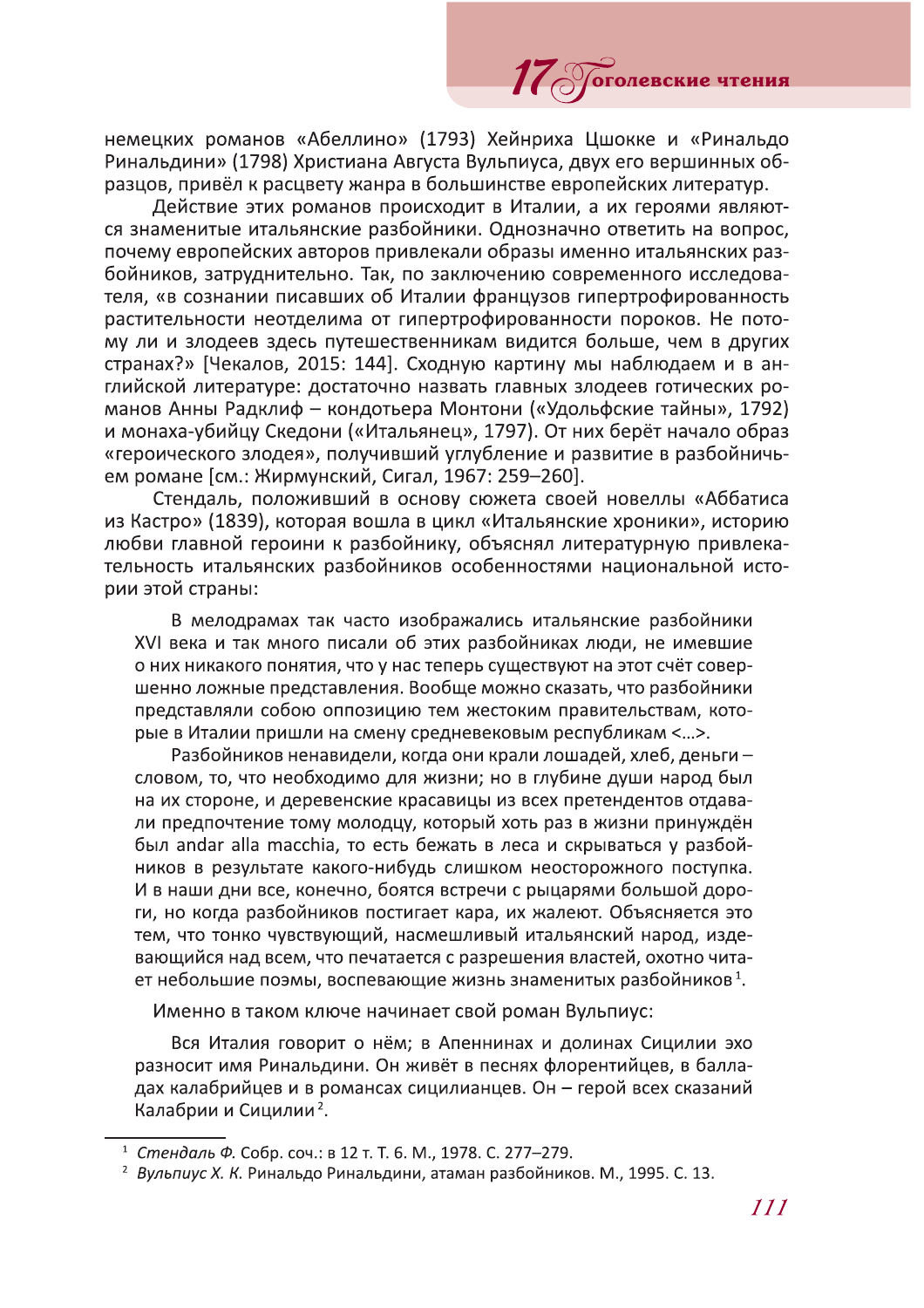немецких романов «Абеллино» (1793) Хейнриха Цшокке и «Ринальдо Ринальдини» (1798) Христиана Августа Вульпиуса, двух его вершинных образцов, привёл к расцвету жанра в большинстве европейских литератур.

Действие этих романов происходит в Италии, а их героями являются знаменитые итальянские разбойники. Однозначно ответить на вопрос, почему европейских авторов привлекали образы именно итальянских разбойников, затруднительно. Так, по заключению современного исследователя, «в сознании писавших об Италии французов гипертрофированность растительности неотделима от гипертрофированности пороков. Не потому ли и злодеев здесь путешественникам видится больше, чем в других странах?» [Чекалов, 2015: 144]. Сходную картину мы наблюдаем и в английской литературе: достаточно назвать главных злодеев готических романов Анны Радклиф – кондотьера Монтони («Удольфские тайны», 1792) и монаха-убийцу Скедони («Итальянец», 1797). От них берёт начало образ «героического злодея», получивший углубление и развитие в разбойничьем романе [см.: Жирмунский, Сигал, 1967: 259–260].

Стендаль, положивший в основу сюжета своей новеллы «Аббатиса из Кастро» (1839), которая вошла в цикл «Итальянские хроники», историю любви главной героини к разбойнику, объяснял литературную привлекательность итальянских разбойников особенностями национальной истории этой страны:

> В мелодрамах так часто изображались итальянские разбойники XVI века и так много писали об этих разбойниках люди, не имевшие о них никакого понятия, что у нас теперь существуют на этот счёт совершенно ложные представления. Вообще можно сказать, что разбойники представляли собою оппозицию тем жестоким правительствам, которые в Италии пришли на смену средневековым республикам <…>.
>
> Разбойников ненавидели, когда они крали лошадей, хлеб, деньги – словом, то, что необходимо для жизни; но в глубине души народ был на их стороне, и деревенские красавицы из всех претендентов отдавали предпочтение тому молодцу, который хоть раз в жизни принуждён был andar alla macchia, то есть бежать в леса и скрываться у разбойников в результате какого-нибудь слишком неосторожного поступка. И в наши дни все, конечно, боятся встречи с рыцарями большой дороги, но когда разбойников постигает кара, их жалеют. Объясняется это тем, что тонко чувствующий, насмешливый итальянский народ, издевающийся над всем, что печатается с разрешения властей, охотно читает небольшие поэмы, воспевающие жизнь знаменитых разбойников[1].

Именно в таком ключе начинает свой роман Вульпиус:

> Вся Италия говорит о нём; в Апеннинах и долинах Сицилии эхо разносит имя Ринальдини. Он живёт в песнях флорентийцев, в балладах калабрийцев и в романсах сицилианцев. Он – герой всех сказаний Калабрии и Сицилии[2].

---

[1] *Стендаль Ф.* Собр. соч.: в 12 т. Т. 6. М., 1978. С. 277–279.

[2] *Вульпиус Х. К.* Ринальдо Ринальдини, атаман разбойников. М., 1995. С. 13.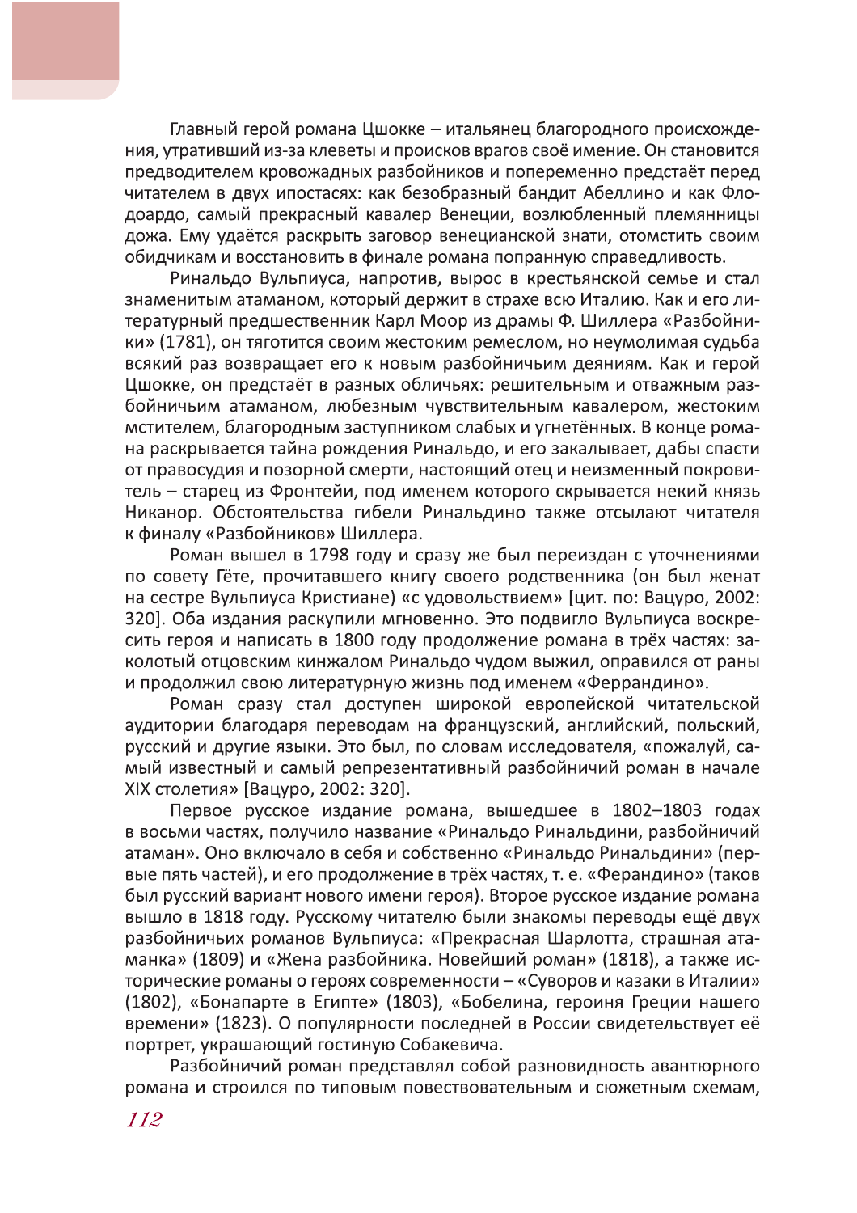Главный герой романа Цшокке – итальянец благородного происхождения, утративший из-за клеветы и происков врагов своё имение. Он становится предводителем кровожадных разбойников и попеременно предстаёт перед читателем в двух ипостасях: как безобразный бандит Абеллино и как Флодоардо, самый прекрасный кавалер Венеции, возлюбленный племянницы дожа. Ему удаётся раскрыть заговор венецианской знати, отомстить своим обидчикам и восстановить в финале романа попранную справедливость.

Ринальдо Вульпиуса, напротив, вырос в крестьянской семье и стал знаменитым атаманом, который держит в страхе всю Италию. Как и его литературный предшественник Карл Моор из драмы Ф. Шиллера «Разбойники» (1781), он тяготится своим жестоким ремеслом, но неумолимая судьба всякий раз возвращает его к новым разбойничьим деяниям. Как и герой Цшокке, он предстаёт в разных обличьях: решительным и отважным разбойничьим атаманом, любезным чувствительным кавалером, жестоким мстителем, благородным заступником слабых и угнетённых. В конце романа раскрывается тайна рождения Ринальдо, и его закалывает, дабы спасти от правосудия и позорной смерти, настоящий отец и неизменный покровитель – старец из Фронтейи, под именем которого скрывается некий князь Никанор. Обстоятельства гибели Ринальдино также отсылают читателя к финалу «Разбойников» Шиллера.

Роман вышел в 1798 году и сразу же был переиздан с уточнениями по совету Гёте, прочитавшего книгу своего родственника (он был женат на сестре Вульпиуса Кристиане) «с удовольствием» [цит. по: Вацуро, 2002: 320]. Оба издания раскупили мгновенно. Это подвигло Вульпиуса воскресить героя и написать в 1800 году продолжение романа в трёх частях: заколотый отцовским кинжалом Ринальдо чудом выжил, оправился от раны и продолжил свою литературную жизнь под именем «Феррандино».

Роман сразу стал доступен широкой европейской читательской аудитории благодаря переводам на французский, английский, польский, русский и другие языки. Это был, по словам исследователя, «пожалуй, самый известный и самый репрезентативный разбойничий роман в начале XIX столетия» [Вацуро, 2002: 320].

Первое русское издание романа, вышедшее в 1802–1803 годах в восьми частях, получило название «Ринальдо Ринальдини, разбойничий атаман». Оно включало в себя и собственно «Ринальдо Ринальдини» (первые пять частей), и его продолжение в трёх частях, т. е. «Ферандино» (таков был русский вариант нового имени героя). Второе русское издание романа вышло в 1818 году. Русскому читателю были знакомы переводы ещё двух разбойничьих романов Вульпиуса: «Прекрасная Шарлотта, страшная атаманка» (1809) и «Жена разбойника. Новейший роман» (1818), а также исторические романы о героях современности – «Суворов и казаки в Италии» (1802), «Бонапарте в Египте» (1803), «Бобелина, героиня Греции нашего времени» (1823). О популярности последней в России свидетельствует её портрет, украшающий гостиную Собакевича.

Разбойничий роман представлял собой разновидность авантюрного романа и строился по типовым повествовательным и сюжетным схемам,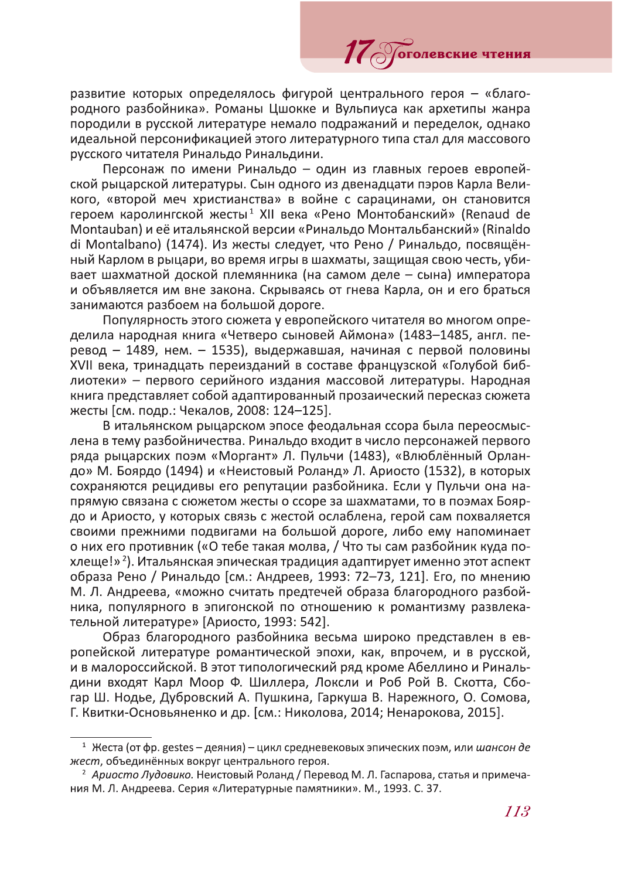развитие которых определялось фигурой центрального героя – «благородного разбойника». Романы Цшокке и Вульпиуса как архетипы жанра породили в русской литературе немало подражаний и переделок, однако идеальной персонификацией этого литературного типа стал для массового русского читателя Ринальдо Ринальдини.

Персонаж по имени Ринальдо – один из главных героев европейской рыцарской литературы. Сын одного из двенадцати пэров Карла Великого, «второй меч христианства» в войне с сарацинами, он становится героем каролингской жесты[1] XII века «Рено Монтобанский» (Renaud de Montauban) и её итальянской версии «Ринальдо Монтальбанский» (Rinaldo di Montalbano) (1474). Из жесты следует, что Рено / Ринальдо, посвящённый Карлом в рыцари, во время игры в шахматы, защищая свою честь, убивает шахматной доской племянника (на самом деле – сына) императора и объявляется им вне закона. Скрываясь от гнева Карла, он и его братья занимаются разбоем на большой дороге.

Популярность этого сюжета у европейского читателя во многом определила народная книга «Четверо сыновей Аймона» (1483–1485, англ. перевод – 1489, нем. – 1535), выдержавшая, начиная с первой половины XVII века, тринадцать переизданий в составе французской «Голубой библиотеки» – первого серийного издания массовой литературы. Народная книга представляет собой адаптированный прозаический пересказ сюжета жесты [см. подр.: Чекалов, 2008: 124–125].

В итальянском рыцарском эпосе феодальная ссора была переосмыслена в тему разбойничества. Ринальдо входит в число персонажей первого ряда рыцарских поэм «Моргант» Л. Пульчи (1483), «Влюблённый Орландо» М. Боярдо (1494) и «Неистовый Роланд» Л. Ариосто (1532), в которых сохраняются рецидивы его репутации разбойника. Если у Пульчи она напрямую связана с сюжетом жесты о ссоре за шахматами, то в поэмах Боярдо и Ариосто, у которых связь с жестой ослаблена, герой сам похваляется своими прежними подвигами на большой дороге, либо ему напоминает о них его противник («О тебе такая молва, / Что ты сам разбойник куда похлеще!»[2]). Итальянская эпическая традиция адаптирует именно этот аспект образа Рено / Ринальдо [см.: Андреев, 1993: 72–73, 121]. Его, по мнению М. Л. Андреева, «можно считать предтечей образа благородного разбойника, популярного в эпигонской по отношению к романтизму развлекательной литературе» [Ариосто, 1993: 542].

Образ благородного разбойника весьма широко представлен в европейской литературе романтической эпохи, как, впрочем, и в русской, и в малороссийской. В этот типологический ряд кроме Абеллино и Ринальдини входят Карл Моор Ф. Шиллера, Локсли и Роб Рой В. Скотта, Сбогар Ш. Нодье, Дубровский А. Пушкина, Гаркуша В. Нарежного, О. Сомова, Г. Квитки-Основьяненко и др. [см.: Николова, 2014; Ненарокова, 2015].

---

[1] Жеста (от фр. gestes – деяния) – цикл средневековых эпических поэм, или *шансон де жест*, объединённых вокруг центрального героя.

[2] *Ариосто Лудовико.* Неистовый Роланд / Перевод М. Л. Гаспарова, статья и примечания М. Л. Андреева. Серия «Литературные памятники». М., 1993. С. 37.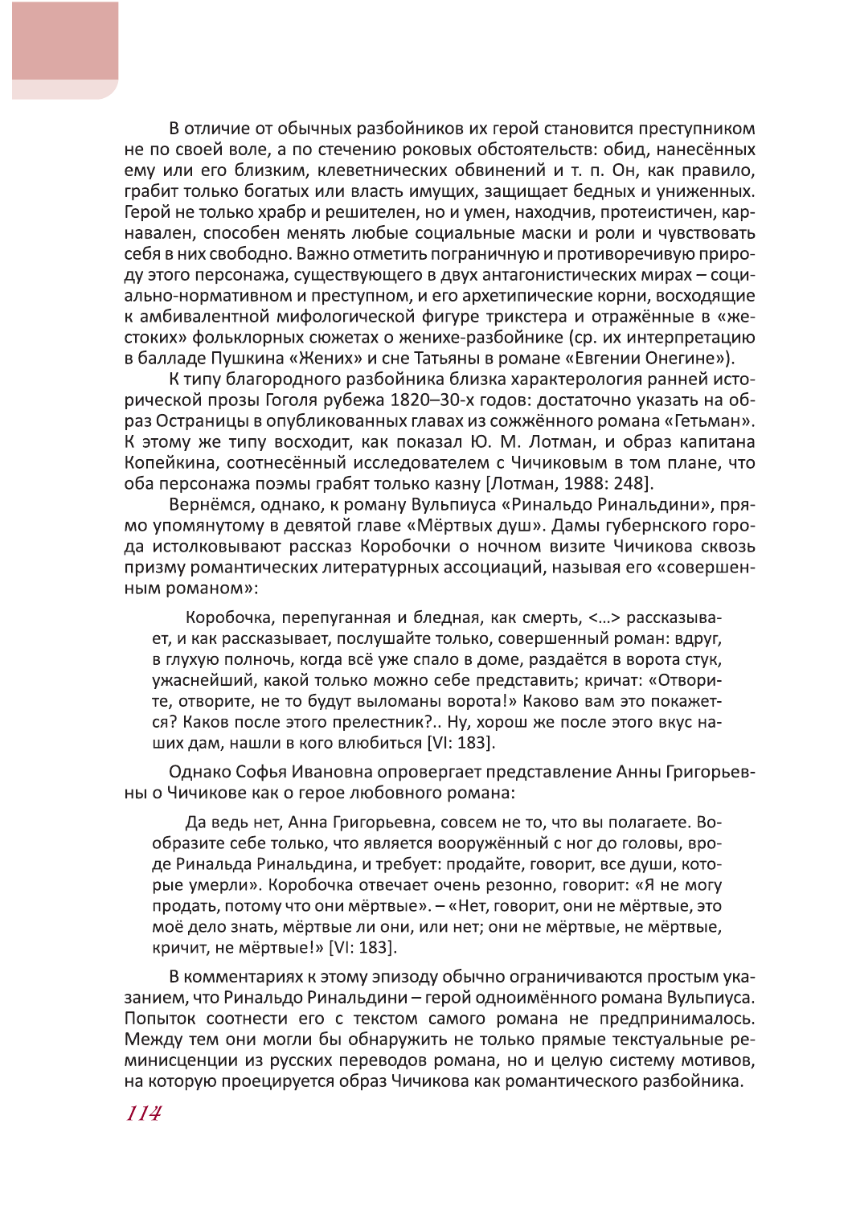В отличие от обычных разбойников их герой становится преступником не по своей воле, а по стечению роковых обстоятельств: обид, нанесённых ему или его близким, клеветнических обвинений и т. п. Он, как правило, грабит только богатых или власть имущих, защищает бедных и униженных. Герой не только храбр и решителен, но и умен, находчив, протеистичен, карнавален, способен менять любые социальные маски и роли и чувствовать себя в них свободно. Важно отметить пограничную и противоречивую природу этого персонажа, существующего в двух антагонистических мирах – социально-нормативном и преступном, и его архетипические корни, восходящие к амбивалентной мифологической фигуре трикстера и отражённые в «жестоких» фольклорных сюжетах о женихе-разбойнике (ср. их интерпретацию в балладе Пушкина «Жених» и сне Татьяны в романе «Евгении Онегине»).

К типу благородного разбойника близка характерология ранней исторической прозы Гоголя рубежа 1820–30-х годов: достаточно указать на образ Остраницы в опубликованных главах из сожжённого романа «Гетьман». К этому же типу восходит, как показал Ю. М. Лотман, и образ капитана Копейкина, соотнесённый исследователем с Чичиковым в том плане, что оба персонажа поэмы грабят только казну [Лотман, 1988: 248].

Вернёмся, однако, к роману Вульпиуса «Ринальдо Ринальдини», прямо упомянутому в девятой главе «Мёртвых душ». Дамы губернского города истолковывают рассказ Коробочки о ночном визите Чичикова сквозь призму романтических литературных ассоциаций, называя его «совершенным романом»:

> Коробочка, перепуганная и бледная, как смерть, <…> рассказывает, и как рассказывает, послушайте только, совершенный роман: вдруг, в глухую полночь, когда всё уже спало в доме, раздаётся в ворота стук, ужаснейший, какой только можно себе представить; кричат: «Отворите, отворите, не то будут выломаны ворота!» Каково вам это покажется? Каков после этого прелестник?.. Ну, хорош же после этого вкус наших дам, нашли в кого влюбиться [VI: 183].

Однако Софья Ивановна опровергает представление Анны Григорьевны о Чичикове как о герое любовного романа:

> Да ведь нет, Анна Григорьевна, совсем не то, что вы полагаете. Вообразите себе только, что является вооружённый с ног до головы, вроде Ринальда Ринальдина, и требует: продайте, говорит, все души, которые умерли». Коробочка отвечает очень резонно, говорит: «Я не могу продать, потому что они мёртвые». – «Нет, говорит, они не мёртвые, это моё дело знать, мёртвые ли они, или нет; они не мёртвые, не мёртвые, кричит, не мёртвые!» [VI: 183].

В комментариях к этому эпизоду обычно ограничиваются простым указанием, что Ринальдо Ринальдини – герой одноимённого романа Вульпиуса. Попыток соотнести его с текстом самого романа не предпринималось. Между тем они могли бы обнаружить не только прямые текстуальные реминисценции из русских переводов романа, но и целую систему мотивов, на которую проецируется образ Чичикова как романтического разбойника.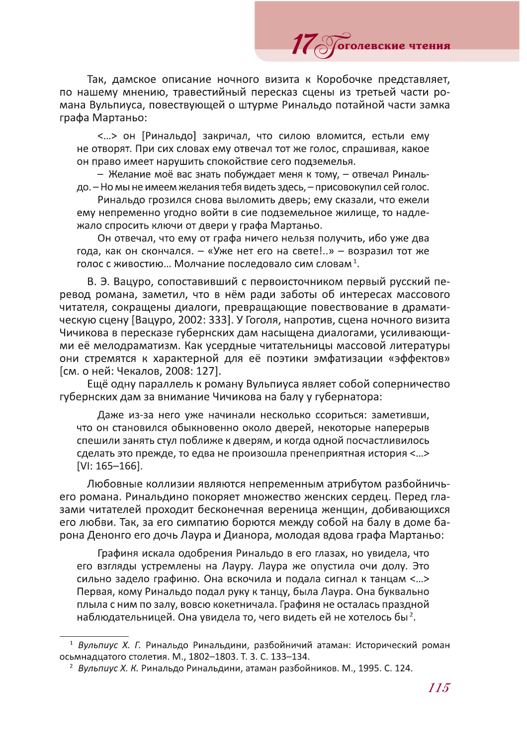Так, дамское описание ночного визита к Коробочке представляет, по нашему мнению, травестийный пересказ сцены из третьей части романа Вульпиуса, повествующей о штурме Ринальдо потайной части замка графа Мартаньо:

> <…> он [Ринальдо] закричал, что силою вломится, естьли ему не отворят. При сих словах ему отвечал тот же голос, спрашивая, какое он право имеет нарушить спокойствие сего подземелья.
>
> – Желание моё вас знать побуждает меня к тому, – отвечал Ринальдо. – Но мы не имеем желания тебя видеть здесь, – присовокупил сей голос.
>
> Ринальдо грозился снова выломить дверь; ему сказали, что ежели ему непременно угодно войти в сие подземельное жилище, то надлежало спросить ключи от двери у графа Мартаньо.
>
> Он отвечал, что ему от графа ничего нельзя получить, ибо уже два года, как он скончался. – «Уже нет его на свете!..» – возразил тот же голос с живостию… Молчание последовало сим словам [1].

В. Э. Вацуро, сопоставивший с первоисточником первый русский перевод романа, заметил, что в нём ради заботы об интересах массового читателя, сокращены диалоги, превращающие повествование в драматическую сцену [Вацуро, 2002: 333]. У Гоголя, напротив, сцена ночного визита Чичикова в пересказе губернских дам насыщена диалогами, усиливающими её мелодраматизм. Как усердные читательницы массовой литературы они стремятся к характерной для её поэтики эмфатизации «эффектов» [см. о ней: Чекалов, 2008: 127].

Ещё одну параллель к роману Вульпиуса являет собой соперничество губернских дам за внимание Чичикова на балу у губернатора:

> Даже из-за него уже начинали несколько ссориться: заметивши, что он становился обыкновенно около дверей, некоторые наперерыв спешили занять стул поближе к дверям, и когда одной посчастливилось сделать это прежде, то едва не произошла пренеприятная история <…> [VI: 165–166].

Любовные коллизии являются непременным атрибутом разбойничьего романа. Ринальдино покоряет множество женских сердец. Перед глазами читателей проходит бесконечная вереница женщин, добивающихся его любви. Так, за его симпатию борются между собой на балу в доме барона Денонго его дочь Лаура и Дианора, молодая вдова графа Мартаньо:

> Графиня искала одобрения Ринальдо в его глазах, но увидела, что его взгляды устремлены на Лауру. Лаура же опустила очи долу. Это сильно задело графиню. Она вскочила и подала сигнал к танцам <…> Первая, кому Ринальдо подал руку к танцу, была Лаура. Она буквально плыла с ним по залу, вовсю кокетничала. Графиня не осталась праздной наблюдательницей. Она увидела то, чего видеть ей не хотелось бы [2].

---

[1] *Вульпиус Х. Г.* Ринальдо Ринальдини, разбойничий атаман: Исторический роман осьмнадцатого столетия. М., 1802–1803. Т. 3. С. 133–134.

[2] *Вульпиус Х. К.* Ринальдо Ринальдини, атаман разбойников. М., 1995. С. 124.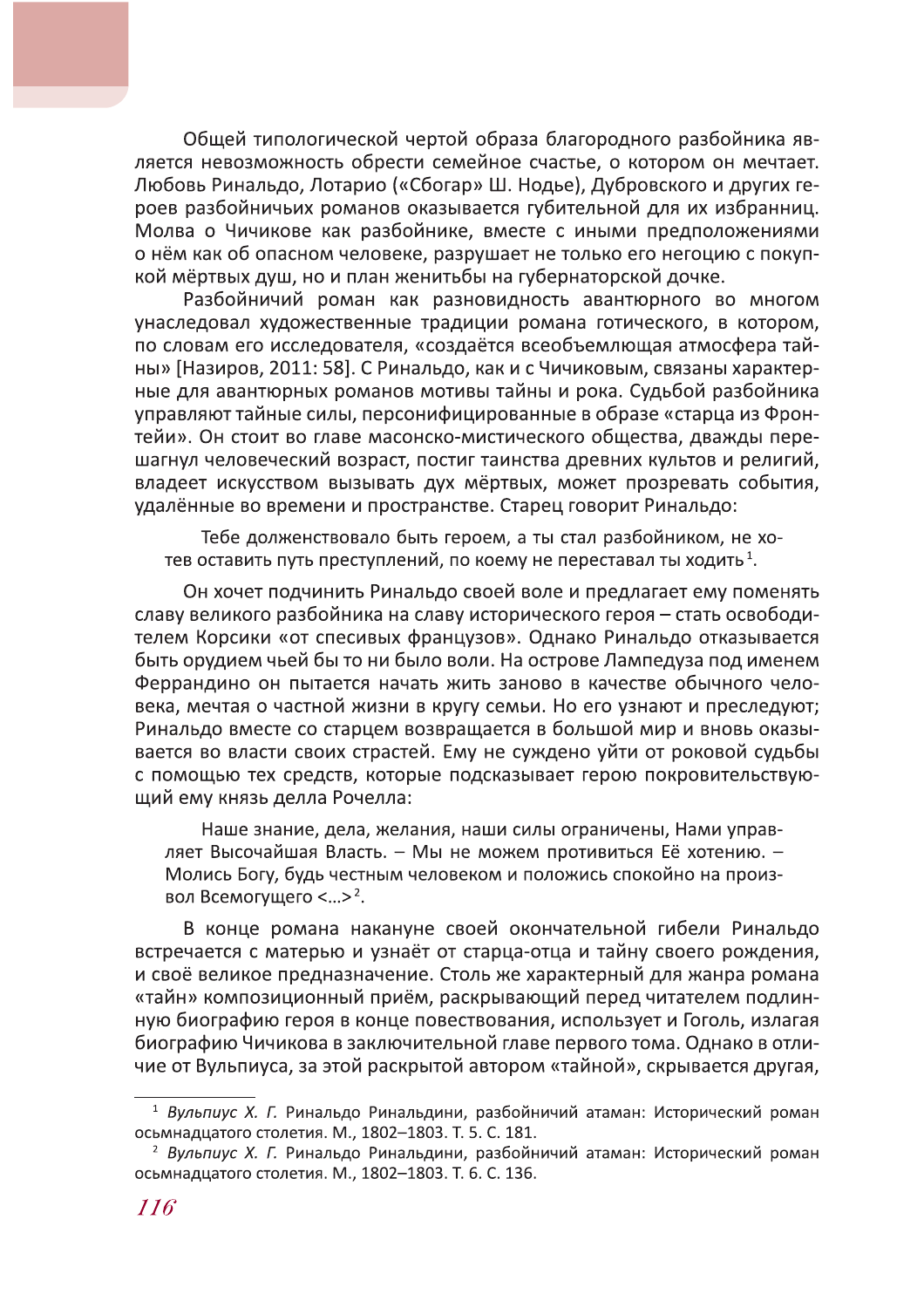Общей типологической чертой образа благородного разбойника является невозможность обрести семейное счастье, о котором он мечтает. Любовь Ринальдо, Лотарио («Сбогар» Ш. Нодье), Дубровского и других героев разбойничьих романов оказывается губительной для их избранниц. Молва о Чичикове как разбойнике, вместе с иными предположениями о нём как об опасном человеке, разрушает не только его негоцию с покупкой мёртвых душ, но и план женитьбы на губернаторской дочке.

Разбойничий роман как разновидность авантюрного во многом унаследовал художественные традиции романа готического, в котором, по словам его исследователя, «создаётся всеобъемлющая атмосфера тайны» [Назиров, 2011: 58]. С Ринальдо, как и с Чичиковым, связаны характерные для авантюрных романов мотивы тайны и рока. Судьбой разбойника управляют тайные силы, персонифицированные в образе «старца из Фронтейи». Он стоит во главе масонско-мистического общества, дважды перешагнул человеческий возраст, постиг таинства древних культов и религий, владеет искусством вызывать дух мёртвых, может прозревать события, удалённые во времени и пространстве. Старец говорит Ринальдо:

> Тебе долженствовало быть героем, а ты стал разбойником, не хотев оставить путь преступлений, по коему не переставал ты ходить[1].

Он хочет подчинить Ринальдо своей воле и предлагает ему поменять славу великого разбойника на славу исторического героя – стать освободителем Корсики «от спесивых французов». Однако Ринальдо отказывается быть орудием чьей бы то ни было воли. На острове Лампедуза под именем Феррандино он пытается начать жить заново в качестве обычного человека, мечтая о частной жизни в кругу семьи. Но его узнают и преследуют; Ринальдо вместе со старцем возвращается в большой мир и вновь оказывается во власти своих страстей. Ему не суждено уйти от роковой судьбы с помощью тех средств, которые подсказывает герою покровительствующий ему князь делла Рочелла:

> Наше знание, дела, желания, наши силы ограничены, Нами управляет Высочайшая Власть. – Мы не можем противиться Её хотению. – Молись Богу, будь честным человеком и положись спокойно на произвол Всемогущего <…>[2].

В конце романа накануне своей окончательной гибели Ринальдо встречается с матерью и узнаёт от старца-отца и тайну своего рождения, и своё великое предназначение. Столь же характерный для жанра романа «тайн» композиционный приём, раскрывающий перед читателем подлинную биографию героя в конце повествования, использует и Гоголь, излагая биографию Чичикова в заключительной главе первого тома. Однако в отличие от Вульпиуса, за этой раскрытой автором «тайной», скрывается другая,

---

[1] *Вульпиус Х. Г.* Ринальдо Ринальдини, разбойничий атаман: Исторический роман осьмнадцатого столетия. М., 1802–1803. Т. 5. С. 181.

[2] *Вульпиус Х. Г.* Ринальдо Ринальдини, разбойничий атаман: Исторический роман осьмнадцатого столетия. М., 1802–1803. Т. 6. С. 136.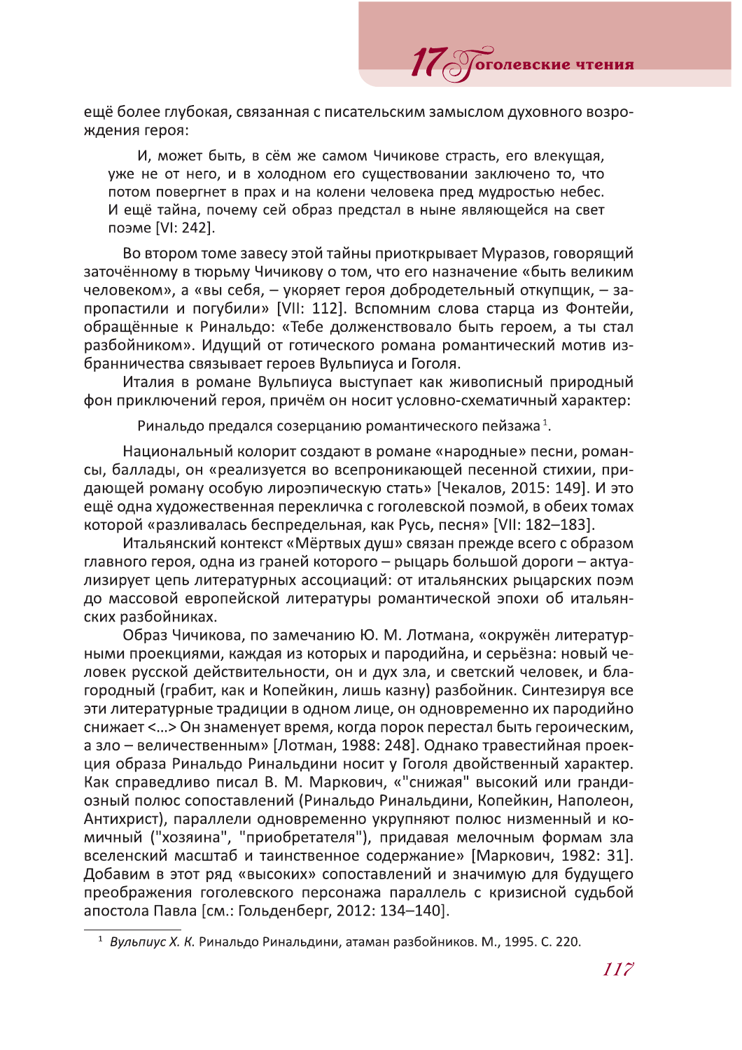ещё более глубокая, связанная с писательским замыслом духовного возрождения героя:

> И, может быть, в сём же самом Чичикове страсть, его влекущая, уже не от него, и в холодном его существовании заключено то, что потом повергнет в прах и на колени человека пред мудростью небес. И ещё тайна, почему сей образ предстал в ныне являющейся на свет поэме [VI: 242].

Во втором томе завесу этой тайны приоткрывает Муразов, говорящий заточённому в тюрьму Чичикову о том, что его назначение «быть великим человеком», а «вы себя, – укоряет героя добродетельный откупщик, – запропастили и погубили» [VII: 112]. Вспомним слова старца из Фонтейи, обращённые к Ринальдо: «Тебе долженствовало быть героем, а ты стал разбойником». Идущий от готического романа романтический мотив избранничества связывает героев Вульпиуса и Гоголя.

Италия в романе Вульпиуса выступает как живописный природный фон приключений героя, причём он носит условно-схематичный характер:

> Ринальдо предался созерцанию романтического пейзажа [1].

Национальный колорит создают в романе «народные» песни, романсы, баллады, он «реализуется во всепроникающей песенной стихии, придающей роману особую лироэпическую стать» [Чекалов, 2015: 149]. И это ещё одна художественная перекличка с гоголевской поэмой, в обеих томах которой «разливалась беспредельная, как Русь, песня» [VII: 182–183].

Итальянский контекст «Мёртвых душ» связан прежде всего с образом главного героя, одна из граней которого – рыцарь большой дороги – актуализирует цепь литературных ассоциаций: от итальянских рыцарских поэм до массовой европейской литературы романтической эпохи об итальянских разбойниках.

Образ Чичикова, по замечанию Ю. М. Лотмана, «окружён литературными проекциями, каждая из которых и пародийна, и серьёзна: новый человек русской действительности, он и дух зла, и светский человек, и благородный (грабит, как и Копейкин, лишь казну) разбойник. Синтезируя все эти литературные традиции в одном лице, он одновременно их пародийно снижает <…> Он знаменует время, когда порок перестал быть героическим, а зло – величественным» [Лотман, 1988: 248]. Однако травестийная проекция образа Ринальдо Ринальдини носит у Гоголя двойственный характер. Как справедливо писал В. М. Маркович, «"снижая" высокий или грандиозный полюс сопоставлений (Ринальдо Ринальдини, Копейкин, Наполеон, Антихрист), параллели одновременно укрупняют полюс низменный и комичный ("хозяина", "приобретателя"), придавая мелочным формам зла вселенский масштаб и таинственное содержание» [Маркович, 1982: 31]. Добавим в этот ряд «высоких» сопоставлений и значимую для будущего преображения гоголевского персонажа параллель с кризисной судьбой апостола Павла [см.: Гольденберг, 2012: 134–140].

---

[1] *Вульпиус Х. К.* Ринальдо Ринальдини, атаман разбойников. М., 1995. С. 220.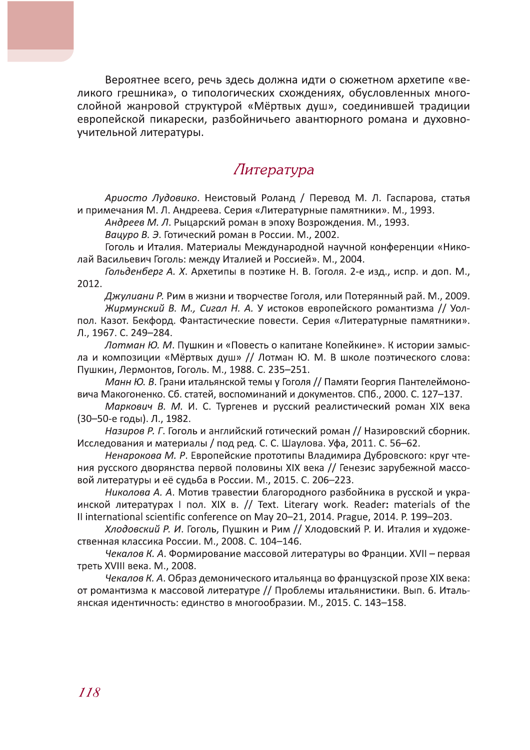Вероятнее всего, речь здесь должна идти о сюжетном архетипе «великого грешника», о типологических схождениях, обусловленных многослойной жанровой структурой «Мёртвых душ», соединившей традиции европейской пикарески, разбойничьего авантюрного романа и духовно-учительной литературы.

## *Литература*

*Ариосто Лудовико*. Неистовый Роланд / Перевод М. Л. Гаспарова, статья и примечания М. Л. Андреева. Серия «Литературные памятники». М., 1993.

*Андреев М. Л.* Рыцарский роман в эпоху Возрождения. М., 1993.

*Вацуро В. Э.* Готический роман в России. М., 2002.

Гоголь и Италия. Материалы Международной научной конференции «Николай Васильевич Гоголь: между Италией и Россией». М., 2004.

*Гольденберг А. Х.* Архетипы в поэтике Н. В. Гоголя. 2-е изд., испр. и доп. М., 2012.

*Джулиани Р.* Рим в жизни и творчестве Гоголя, или Потерянный рай. М., 2009.

*Жирмунский В. М., Сигал Н. А.* У истоков европейского романтизма // Уолпол. Казот. Бекфорд. Фантастические повести. Серия «Литературные памятники». Л., 1967. С. 249–284.

*Лотман Ю. М.* Пушкин и «Повесть о капитане Копейкине». К истории замысла и композиции «Мёртвых душ» // Лотман Ю. М. В школе поэтического слова: Пушкин, Лермонтов, Гоголь. М., 1988. С. 235–251.

*Манн Ю. В.* Грани итальянской темы у Гоголя // Памяти Георгия Пантелеймоновича Макогоненко. Сб. статей, воспоминаний и документов. СПб., 2000. С. 127–137.

*Маркович В. М.* И. С. Тургенев и русский реалистический роман XIX века (30–50-е годы). Л., 1982.

*Назиров Р. Г.* Гоголь и английский готический роман // Назировский сборник. Исследования и материалы / под ред. С. С. Шаулова. Уфа, 2011. С. 56–62.

*Ненарокова М. Р.* Европейские прототипы Владимира Дубровского: круг чтения русского дворянства первой половины XIX века // Генезис зарубежной массовой литературы и её судьба в России. М., 2015. С. 206–223.

*Николова А. А.* Мотив травестии благородного разбойника в русской и украинской литературах I пол. XIX в. // Text. Literary work. Reader: materials of the II international scientific conference on May 20–21, 2014. Prague, 2014. P. 199–203.

*Хлодовский Р. И.* Гоголь, Пушкин и Рим // Хлодовский Р. И. Италия и художественная классика России. М., 2008. С. 104–146.

*Чекалов К. А.* Формирование массовой литературы во Франции. XVII – первая треть XVIII века. М., 2008.

*Чекалов К. А.* Образ демонического итальянца во французской прозе XIX века: от романтизма к массовой литературе // Проблемы итальянистики. Вып. 6. Итальянская идентичность: единство в многообразии. М., 2015. С. 143–158.